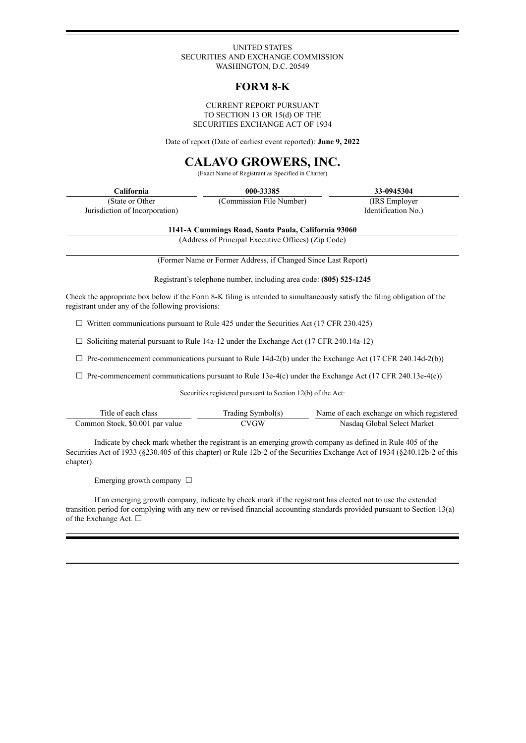UNITED STATES
SECURITIES AND EXCHANGE COMMISSION
WASHINGTON, D.C. 20549

# FORM 8-K

CURRENT REPORT PURSUANT
TO SECTION 13 OR 15(d) OF THE
SECURITIES EXCHANGE ACT OF 1934

Date of report (Date of earliest event reported): **June 9, 2022**

# CALAVO GROWERS, INC.

(Exact Name of Registrant as Specified in Charter)

| **California** | **000-33385** | **33-0945304** |
|---|---|---|
| (State or Other Jurisdiction of Incorporation) | (Commission File Number) | (IRS Employer Identification No.) |

**1141-A Cummings Road, Santa Paula, California 93060**
(Address of Principal Executive Offices) (Zip Code)

(Former Name or Former Address, if Changed Since Last Report)

Registrant's telephone number, including area code: **(805) 525-1245**

Check the appropriate box below if the Form 8-K filing is intended to simultaneously satisfy the filing obligation of the registrant under any of the following provisions:

☐ Written communications pursuant to Rule 425 under the Securities Act (17 CFR 230.425)

☐ Soliciting material pursuant to Rule 14a-12 under the Exchange Act (17 CFR 240.14a-12)

☐ Pre-commencement communications pursuant to Rule 14d-2(b) under the Exchange Act (17 CFR 240.14d-2(b))

☐ Pre-commencement communications pursuant to Rule 13e-4(c) under the Exchange Act (17 CFR 240.13e-4(c))

Securities registered pursuant to Section 12(b) of the Act:

| Title of each class | Trading Symbol(s) | Name of each exchange on which registered |
|---|---|---|
| Common Stock, $0.001 par value | CVGW | Nasdaq Global Select Market |

Indicate by check mark whether the registrant is an emerging growth company as defined in Rule 405 of the Securities Act of 1933 (§230.405 of this chapter) or Rule 12b-2 of the Securities Exchange Act of 1934 (§240.12b-2 of this chapter).

Emerging growth company ☐

If an emerging growth company, indicate by check mark if the registrant has elected not to use the extended transition period for complying with any new or revised financial accounting standards provided pursuant to Section 13(a) of the Exchange Act. ☐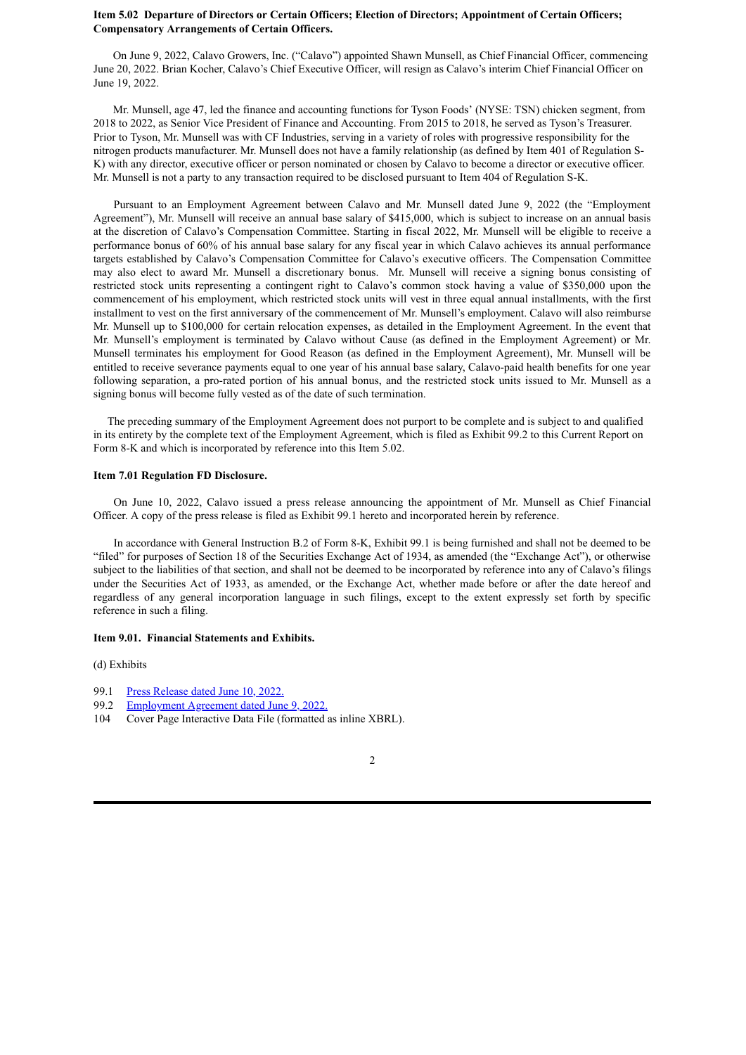**Item 5.02 Departure of Directors or Certain Officers; Election of Directors; Appointment of Certain Officers; Compensatory Arrangements of Certain Officers.**

On June 9, 2022, Calavo Growers, Inc. ("Calavo") appointed Shawn Munsell, as Chief Financial Officer, commencing June 20, 2022. Brian Kocher, Calavo's Chief Executive Officer, will resign as Calavo's interim Chief Financial Officer on June 19, 2022.

Mr. Munsell, age 47, led the finance and accounting functions for Tyson Foods' (NYSE: TSN) chicken segment, from 2018 to 2022, as Senior Vice President of Finance and Accounting. From 2015 to 2018, he served as Tyson's Treasurer. Prior to Tyson, Mr. Munsell was with CF Industries, serving in a variety of roles with progressive responsibility for the nitrogen products manufacturer. Mr. Munsell does not have a family relationship (as defined by Item 401 of Regulation S-K) with any director, executive officer or person nominated or chosen by Calavo to become a director or executive officer. Mr. Munsell is not a party to any transaction required to be disclosed pursuant to Item 404 of Regulation S-K.

Pursuant to an Employment Agreement between Calavo and Mr. Munsell dated June 9, 2022 (the "Employment Agreement"), Mr. Munsell will receive an annual base salary of $415,000, which is subject to increase on an annual basis at the discretion of Calavo's Compensation Committee. Starting in fiscal 2022, Mr. Munsell will be eligible to receive a performance bonus of 60% of his annual base salary for any fiscal year in which Calavo achieves its annual performance targets established by Calavo's Compensation Committee for Calavo's executive officers. The Compensation Committee may also elect to award Mr. Munsell a discretionary bonus. Mr. Munsell will receive a signing bonus consisting of restricted stock units representing a contingent right to Calavo's common stock having a value of $350,000 upon the commencement of his employment, which restricted stock units will vest in three equal annual installments, with the first installment to vest on the first anniversary of the commencement of Mr. Munsell's employment. Calavo will also reimburse Mr. Munsell up to $100,000 for certain relocation expenses, as detailed in the Employment Agreement. In the event that Mr. Munsell's employment is terminated by Calavo without Cause (as defined in the Employment Agreement) or Mr. Munsell terminates his employment for Good Reason (as defined in the Employment Agreement), Mr. Munsell will be entitled to receive severance payments equal to one year of his annual base salary, Calavo-paid health benefits for one year following separation, a pro-rated portion of his annual bonus, and the restricted stock units issued to Mr. Munsell as a signing bonus will become fully vested as of the date of such termination.

The preceding summary of the Employment Agreement does not purport to be complete and is subject to and qualified in its entirety by the complete text of the Employment Agreement, which is filed as Exhibit 99.2 to this Current Report on Form 8-K and which is incorporated by reference into this Item 5.02.

**Item 7.01 Regulation FD Disclosure.**

On June 10, 2022, Calavo issued a press release announcing the appointment of Mr. Munsell as Chief Financial Officer. A copy of the press release is filed as Exhibit 99.1 hereto and incorporated herein by reference.

In accordance with General Instruction B.2 of Form 8-K, Exhibit 99.1 is being furnished and shall not be deemed to be "filed" for purposes of Section 18 of the Securities Exchange Act of 1934, as amended (the "Exchange Act"), or otherwise subject to the liabilities of that section, and shall not be deemed to be incorporated by reference into any of Calavo's filings under the Securities Act of 1933, as amended, or the Exchange Act, whether made before or after the date hereof and regardless of any general incorporation language in such filings, except to the extent expressly set forth by specific reference in such a filing.

**Item 9.01. Financial Statements and Exhibits.**

(d) Exhibits

99.1 Press Release dated June 10, 2022.

99.2 Employment Agreement dated June 9, 2022.

104 Cover Page Interactive Data File (formatted as inline XBRL).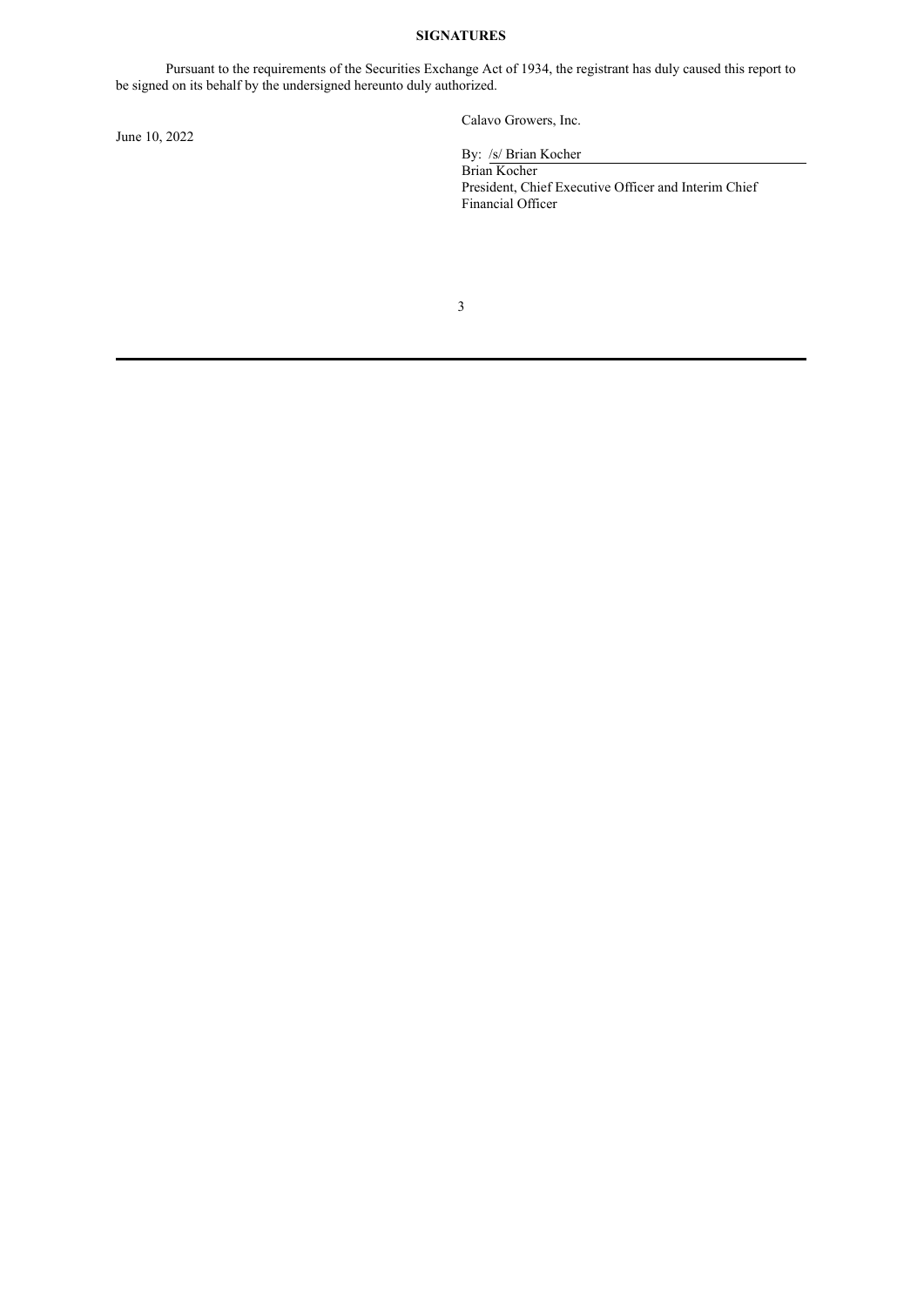**SIGNATURES**

Pursuant to the requirements of the Securities Exchange Act of 1934, the registrant has duly caused this report to be signed on its behalf by the undersigned hereunto duly authorized.

June 10, 2022

Calavo Growers, Inc.

By: /s/ Brian Kocher
Brian Kocher
President, Chief Executive Officer and Interim Chief Financial Officer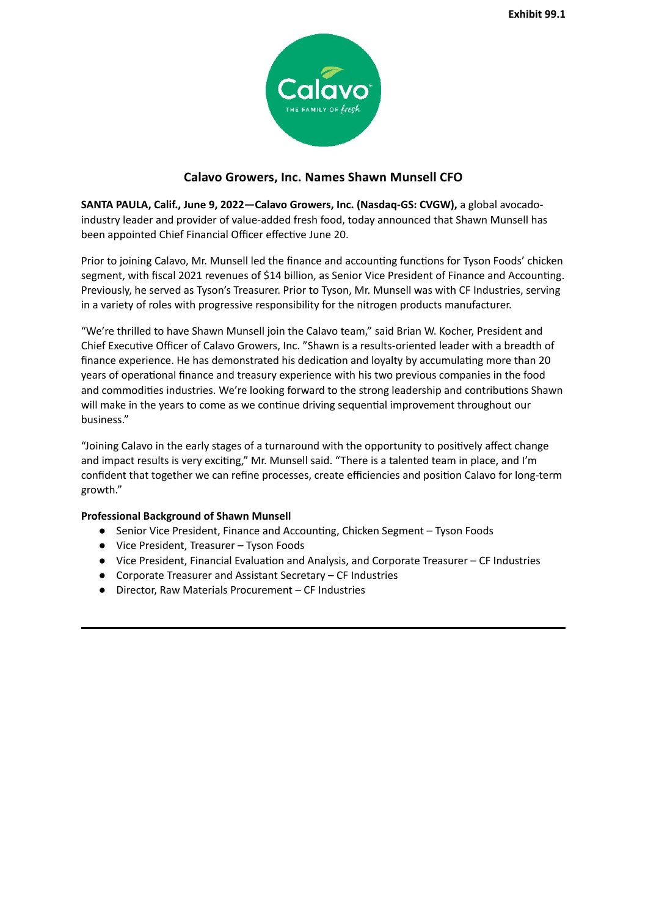Exhibit 99.1

## Calavo Growers, Inc. Names Shawn Munsell CFO

**SANTA PAULA, Calif., June 9, 2022—Calavo Growers, Inc. (Nasdaq-GS: CVGW),** a global avocado-industry leader and provider of value-added fresh food, today announced that Shawn Munsell has been appointed Chief Financial Officer effective June 20.

Prior to joining Calavo, Mr. Munsell led the finance and accounting functions for Tyson Foods' chicken segment, with fiscal 2021 revenues of $14 billion, as Senior Vice President of Finance and Accounting. Previously, he served as Tyson's Treasurer. Prior to Tyson, Mr. Munsell was with CF Industries, serving in a variety of roles with progressive responsibility for the nitrogen products manufacturer.

"We're thrilled to have Shawn Munsell join the Calavo team," said Brian W. Kocher, President and Chief Executive Officer of Calavo Growers, Inc. "Shawn is a results-oriented leader with a breadth of finance experience. He has demonstrated his dedication and loyalty by accumulating more than 20 years of operational finance and treasury experience with his two previous companies in the food and commodities industries. We're looking forward to the strong leadership and contributions Shawn will make in the years to come as we continue driving sequential improvement throughout our business."

"Joining Calavo in the early stages of a turnaround with the opportunity to positively affect change and impact results is very exciting," Mr. Munsell said. "There is a talented team in place, and I'm confident that together we can refine processes, create efficiencies and position Calavo for long-term growth."

**Professional Background of Shawn Munsell**

- Senior Vice President, Finance and Accounting, Chicken Segment – Tyson Foods
- Vice President, Treasurer – Tyson Foods
- Vice President, Financial Evaluation and Analysis, and Corporate Treasurer – CF Industries
- Corporate Treasurer and Assistant Secretary – CF Industries
- Director, Raw Materials Procurement – CF Industries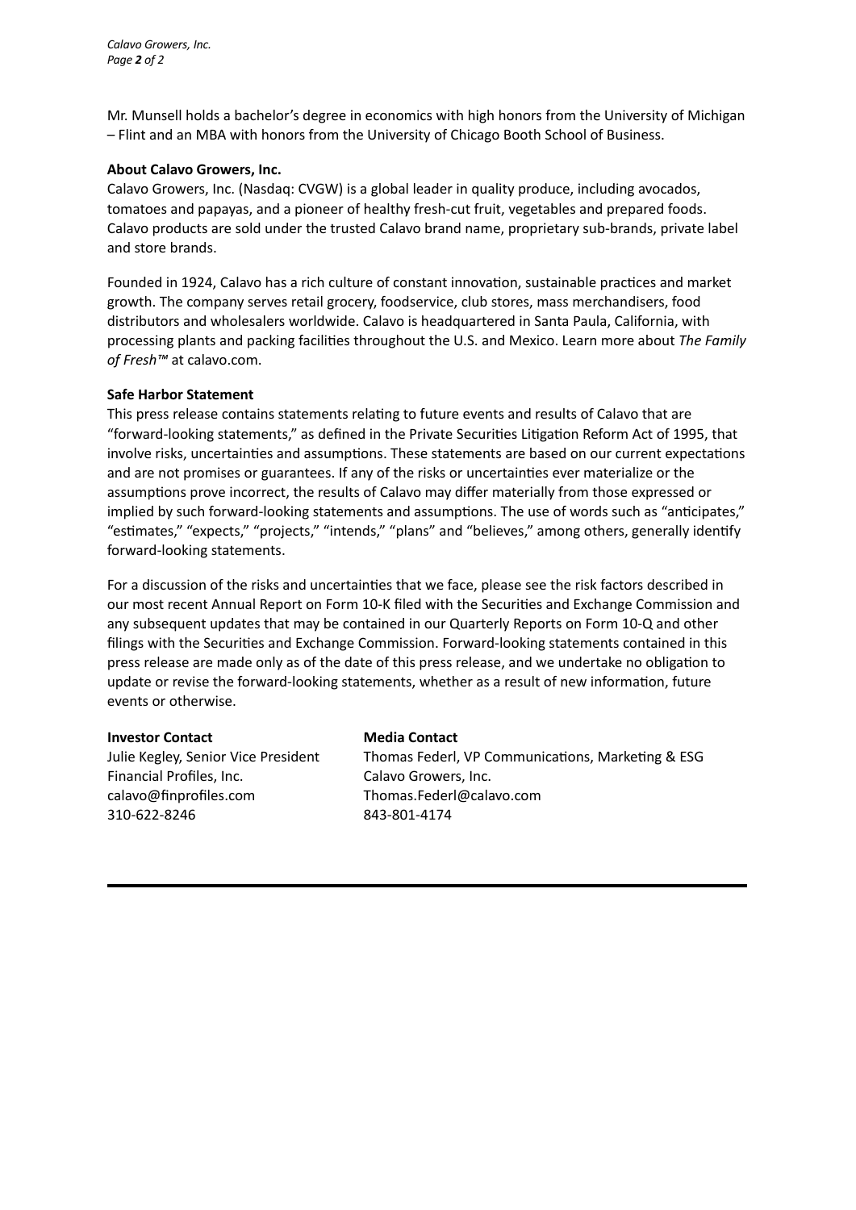Mr. Munsell holds a bachelor's degree in economics with high honors from the University of Michigan – Flint and an MBA with honors from the University of Chicago Booth School of Business.

**About Calavo Growers, Inc.**

Calavo Growers, Inc. (Nasdaq: CVGW) is a global leader in quality produce, including avocados, tomatoes and papayas, and a pioneer of healthy fresh-cut fruit, vegetables and prepared foods. Calavo products are sold under the trusted Calavo brand name, proprietary sub-brands, private label and store brands.

Founded in 1924, Calavo has a rich culture of constant innovation, sustainable practices and market growth. The company serves retail grocery, foodservice, club stores, mass merchandisers, food distributors and wholesalers worldwide. Calavo is headquartered in Santa Paula, California, with processing plants and packing facilities throughout the U.S. and Mexico. Learn more about *The Family of Fresh™* at calavo.com.

**Safe Harbor Statement**

This press release contains statements relating to future events and results of Calavo that are "forward-looking statements," as defined in the Private Securities Litigation Reform Act of 1995, that involve risks, uncertainties and assumptions. These statements are based on our current expectations and are not promises or guarantees. If any of the risks or uncertainties ever materialize or the assumptions prove incorrect, the results of Calavo may differ materially from those expressed or implied by such forward-looking statements and assumptions. The use of words such as "anticipates," "estimates," "expects," "projects," "intends," "plans" and "believes," among others, generally identify forward-looking statements.

For a discussion of the risks and uncertainties that we face, please see the risk factors described in our most recent Annual Report on Form 10-K filed with the Securities and Exchange Commission and any subsequent updates that may be contained in our Quarterly Reports on Form 10-Q and other filings with the Securities and Exchange Commission. Forward-looking statements contained in this press release are made only as of the date of this press release, and we undertake no obligation to update or revise the forward-looking statements, whether as a result of new information, future events or otherwise.

**Investor Contact**
Julie Kegley, Senior Vice President
Financial Profiles, Inc.
calavo@finprofiles.com
310-622-8246

**Media Contact**
Thomas Federl, VP Communications, Marketing & ESG
Calavo Growers, Inc.
Thomas.Federl@calavo.com
843-801-4174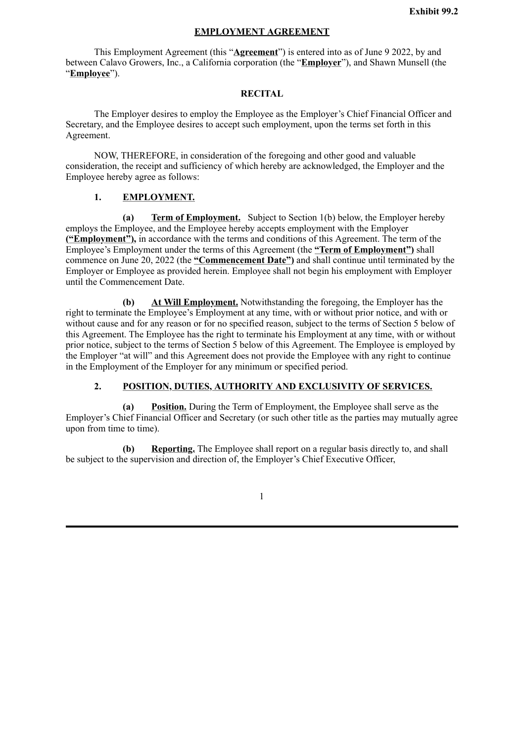**Exhibit 99.2**

# EMPLOYMENT AGREEMENT

This Employment Agreement (this "**Agreement**") is entered into as of June 9 2022, by and between Calavo Growers, Inc., a California corporation (the "**Employer**"), and Shawn Munsell (the "**Employee**").

## RECITAL

The Employer desires to employ the Employee as the Employer's Chief Financial Officer and Secretary, and the Employee desires to accept such employment, upon the terms set forth in this Agreement.

NOW, THEREFORE, in consideration of the foregoing and other good and valuable consideration, the receipt and sufficiency of which hereby are acknowledged, the Employer and the Employee hereby agree as follows:

### 1. EMPLOYMENT.

**(a) Term of Employment.** Subject to Section 1(b) below, the Employer hereby employs the Employee, and the Employee hereby accepts employment with the Employer **("Employment"),** in accordance with the terms and conditions of this Agreement. The term of the Employee's Employment under the terms of this Agreement (the **"Term of Employment")** shall commence on June 20, 2022 (the **"Commencement Date")** and shall continue until terminated by the Employer or Employee as provided herein. Employee shall not begin his employment with Employer until the Commencement Date.

**(b) At Will Employment.** Notwithstanding the foregoing, the Employer has the right to terminate the Employee's Employment at any time, with or without prior notice, and with or without cause and for any reason or for no specified reason, subject to the terms of Section 5 below of this Agreement. The Employee has the right to terminate his Employment at any time, with or without prior notice, subject to the terms of Section 5 below of this Agreement. The Employee is employed by the Employer "at will" and this Agreement does not provide the Employee with any right to continue in the Employment of the Employer for any minimum or specified period.

### 2. POSITION, DUTIES, AUTHORITY AND EXCLUSIVITY OF SERVICES.

**(a) Position.** During the Term of Employment, the Employee shall serve as the Employer's Chief Financial Officer and Secretary (or such other title as the parties may mutually agree upon from time to time).

**(b) Reporting.** The Employee shall report on a regular basis directly to, and shall be subject to the supervision and direction of, the Employer's Chief Executive Officer,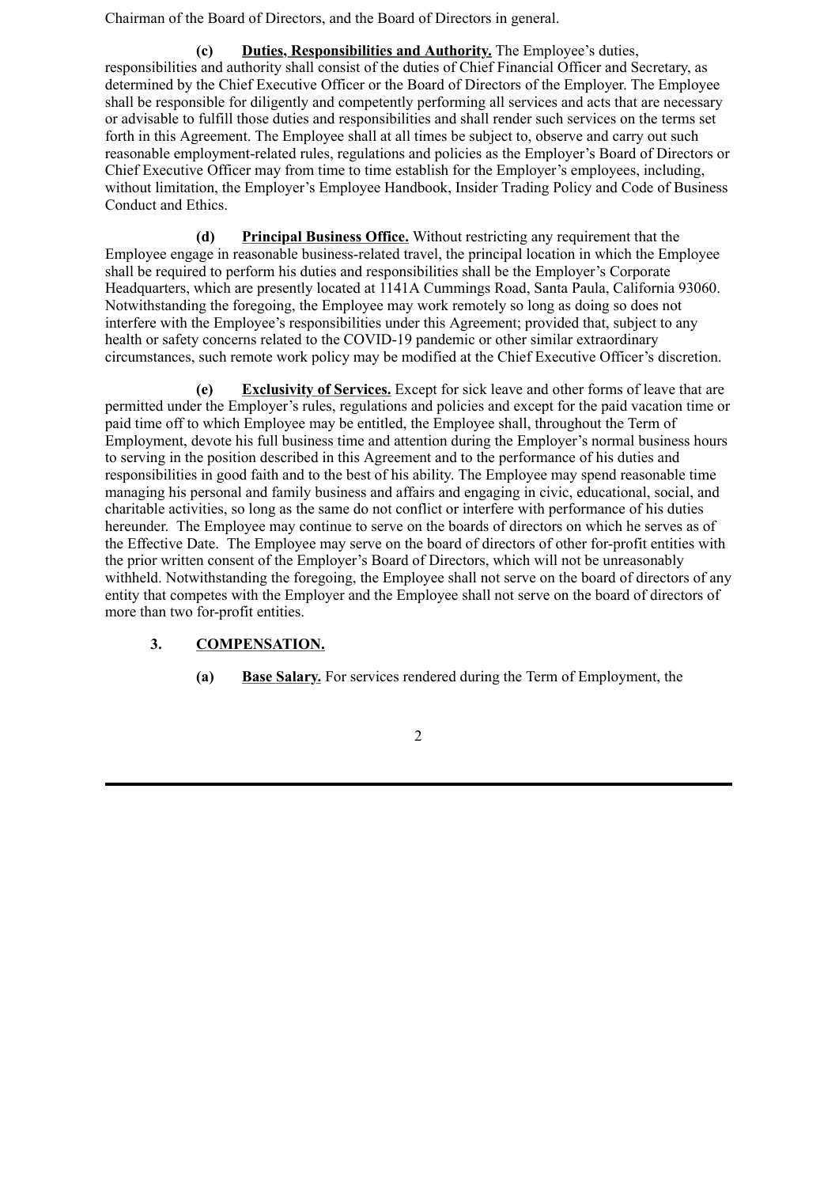Chairman of the Board of Directors, and the Board of Directors in general.

**(c) Duties, Responsibilities and Authority.** The Employee's duties, responsibilities and authority shall consist of the duties of Chief Financial Officer and Secretary, as determined by the Chief Executive Officer or the Board of Directors of the Employer. The Employee shall be responsible for diligently and competently performing all services and acts that are necessary or advisable to fulfill those duties and responsibilities and shall render such services on the terms set forth in this Agreement. The Employee shall at all times be subject to, observe and carry out such reasonable employment-related rules, regulations and policies as the Employer's Board of Directors or Chief Executive Officer may from time to time establish for the Employer's employees, including, without limitation, the Employer's Employee Handbook, Insider Trading Policy and Code of Business Conduct and Ethics.

**(d) Principal Business Office.** Without restricting any requirement that the Employee engage in reasonable business-related travel, the principal location in which the Employee shall be required to perform his duties and responsibilities shall be the Employer's Corporate Headquarters, which are presently located at 1141A Cummings Road, Santa Paula, California 93060. Notwithstanding the foregoing, the Employee may work remotely so long as doing so does not interfere with the Employee's responsibilities under this Agreement; provided that, subject to any health or safety concerns related to the COVID-19 pandemic or other similar extraordinary circumstances, such remote work policy may be modified at the Chief Executive Officer's discretion.

**(e) Exclusivity of Services.** Except for sick leave and other forms of leave that are permitted under the Employer's rules, regulations and policies and except for the paid vacation time or paid time off to which Employee may be entitled, the Employee shall, throughout the Term of Employment, devote his full business time and attention during the Employer's normal business hours to serving in the position described in this Agreement and to the performance of his duties and responsibilities in good faith and to the best of his ability. The Employee may spend reasonable time managing his personal and family business and affairs and engaging in civic, educational, social, and charitable activities, so long as the same do not conflict or interfere with performance of his duties hereunder. The Employee may continue to serve on the boards of directors on which he serves as of the Effective Date. The Employee may serve on the board of directors of other for-profit entities with the prior written consent of the Employer's Board of Directors, which will not be unreasonably withheld. Notwithstanding the foregoing, the Employee shall not serve on the board of directors of any entity that competes with the Employer and the Employee shall not serve on the board of directors of more than two for-profit entities.

**3. COMPENSATION.**

**(a) Base Salary.** For services rendered during the Term of Employment, the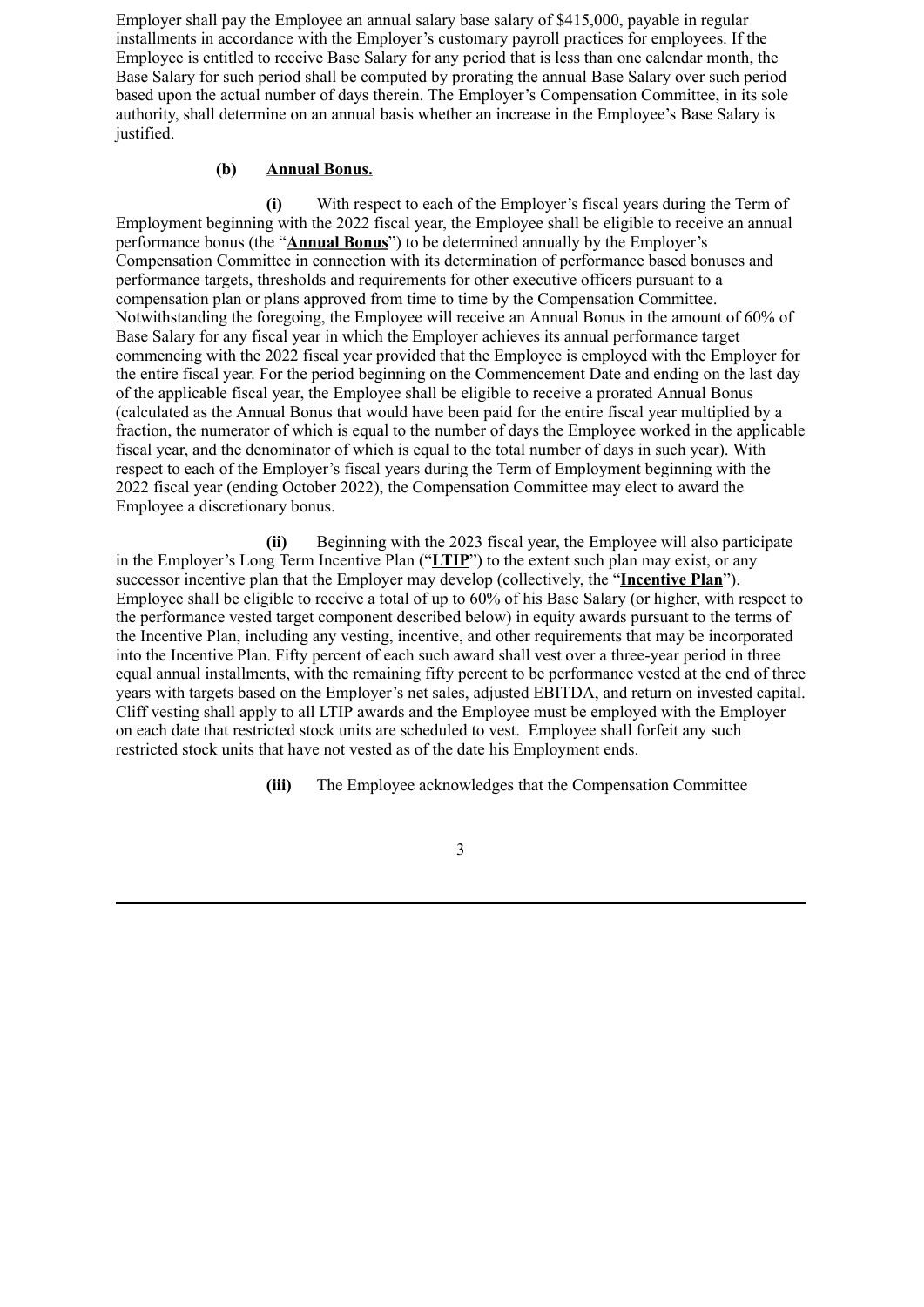Employer shall pay the Employee an annual salary base salary of $415,000, payable in regular installments in accordance with the Employer's customary payroll practices for employees. If the Employee is entitled to receive Base Salary for any period that is less than one calendar month, the Base Salary for such period shall be computed by prorating the annual Base Salary over such period based upon the actual number of days therein. The Employer's Compensation Committee, in its sole authority, shall determine on an annual basis whether an increase in the Employee's Base Salary is justified.

**(b) Annual Bonus.**

**(i)** With respect to each of the Employer's fiscal years during the Term of Employment beginning with the 2022 fiscal year, the Employee shall be eligible to receive an annual performance bonus (the "**Annual Bonus**") to be determined annually by the Employer's Compensation Committee in connection with its determination of performance based bonuses and performance targets, thresholds and requirements for other executive officers pursuant to a compensation plan or plans approved from time to time by the Compensation Committee. Notwithstanding the foregoing, the Employee will receive an Annual Bonus in the amount of 60% of Base Salary for any fiscal year in which the Employer achieves its annual performance target commencing with the 2022 fiscal year provided that the Employee is employed with the Employer for the entire fiscal year. For the period beginning on the Commencement Date and ending on the last day of the applicable fiscal year, the Employee shall be eligible to receive a prorated Annual Bonus (calculated as the Annual Bonus that would have been paid for the entire fiscal year multiplied by a fraction, the numerator of which is equal to the number of days the Employee worked in the applicable fiscal year, and the denominator of which is equal to the total number of days in such year). With respect to each of the Employer's fiscal years during the Term of Employment beginning with the 2022 fiscal year (ending October 2022), the Compensation Committee may elect to award the Employee a discretionary bonus.

**(ii)** Beginning with the 2023 fiscal year, the Employee will also participate in the Employer's Long Term Incentive Plan ("**LTIP**") to the extent such plan may exist, or any successor incentive plan that the Employer may develop (collectively, the "**Incentive Plan**"). Employee shall be eligible to receive a total of up to 60% of his Base Salary (or higher, with respect to the performance vested target component described below) in equity awards pursuant to the terms of the Incentive Plan, including any vesting, incentive, and other requirements that may be incorporated into the Incentive Plan. Fifty percent of each such award shall vest over a three-year period in three equal annual installments, with the remaining fifty percent to be performance vested at the end of three years with targets based on the Employer's net sales, adjusted EBITDA, and return on invested capital. Cliff vesting shall apply to all LTIP awards and the Employee must be employed with the Employer on each date that restricted stock units are scheduled to vest. Employee shall forfeit any such restricted stock units that have not vested as of the date his Employment ends.

**(iii)** The Employee acknowledges that the Compensation Committee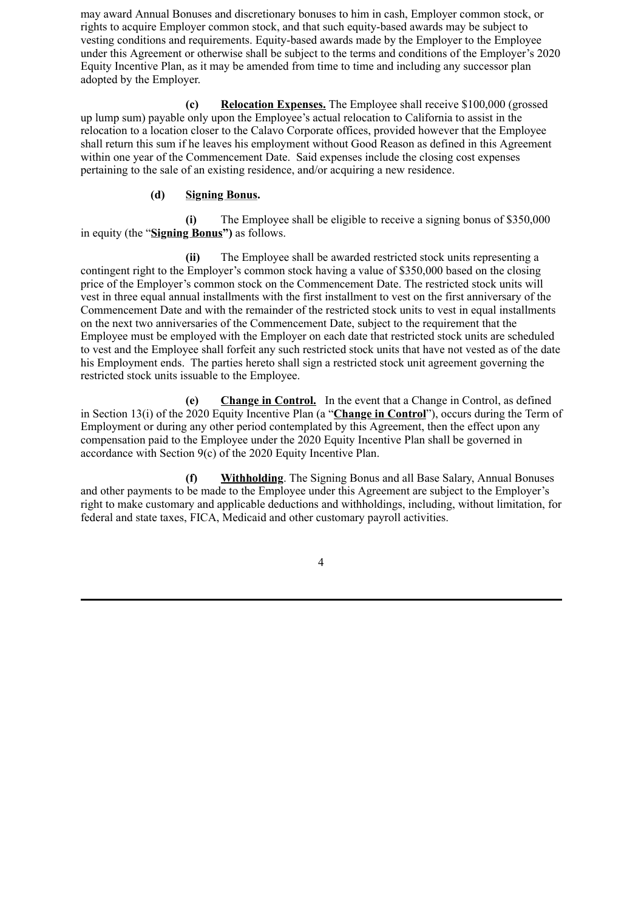may award Annual Bonuses and discretionary bonuses to him in cash, Employer common stock, or rights to acquire Employer common stock, and that such equity-based awards may be subject to vesting conditions and requirements. Equity-based awards made by the Employer to the Employee under this Agreement or otherwise shall be subject to the terms and conditions of the Employer's 2020 Equity Incentive Plan, as it may be amended from time to time and including any successor plan adopted by the Employer.

**(c)** **Relocation Expenses.** The Employee shall receive $100,000 (grossed up lump sum) payable only upon the Employee's actual relocation to California to assist in the relocation to a location closer to the Calavo Corporate offices, provided however that the Employee shall return this sum if he leaves his employment without Good Reason as defined in this Agreement within one year of the Commencement Date. Said expenses include the closing cost expenses pertaining to the sale of an existing residence, and/or acquiring a new residence.

**(d)** **Signing Bonus.**

**(i)** The Employee shall be eligible to receive a signing bonus of $350,000 in equity (the "**Signing Bonus**") as follows.

**(ii)** The Employee shall be awarded restricted stock units representing a contingent right to the Employer's common stock having a value of $350,000 based on the closing price of the Employer's common stock on the Commencement Date. The restricted stock units will vest in three equal annual installments with the first installment to vest on the first anniversary of the Commencement Date and with the remainder of the restricted stock units to vest in equal installments on the next two anniversaries of the Commencement Date, subject to the requirement that the Employee must be employed with the Employer on each date that restricted stock units are scheduled to vest and the Employee shall forfeit any such restricted stock units that have not vested as of the date his Employment ends. The parties hereto shall sign a restricted stock unit agreement governing the restricted stock units issuable to the Employee.

**(e)** **Change in Control.** In the event that a Change in Control, as defined in Section 13(i) of the 2020 Equity Incentive Plan (a "**Change in Control**"), occurs during the Term of Employment or during any other period contemplated by this Agreement, then the effect upon any compensation paid to the Employee under the 2020 Equity Incentive Plan shall be governed in accordance with Section 9(c) of the 2020 Equity Incentive Plan.

**(f)** **Withholding**. The Signing Bonus and all Base Salary, Annual Bonuses and other payments to be made to the Employee under this Agreement are subject to the Employer's right to make customary and applicable deductions and withholdings, including, without limitation, for federal and state taxes, FICA, Medicaid and other customary payroll activities.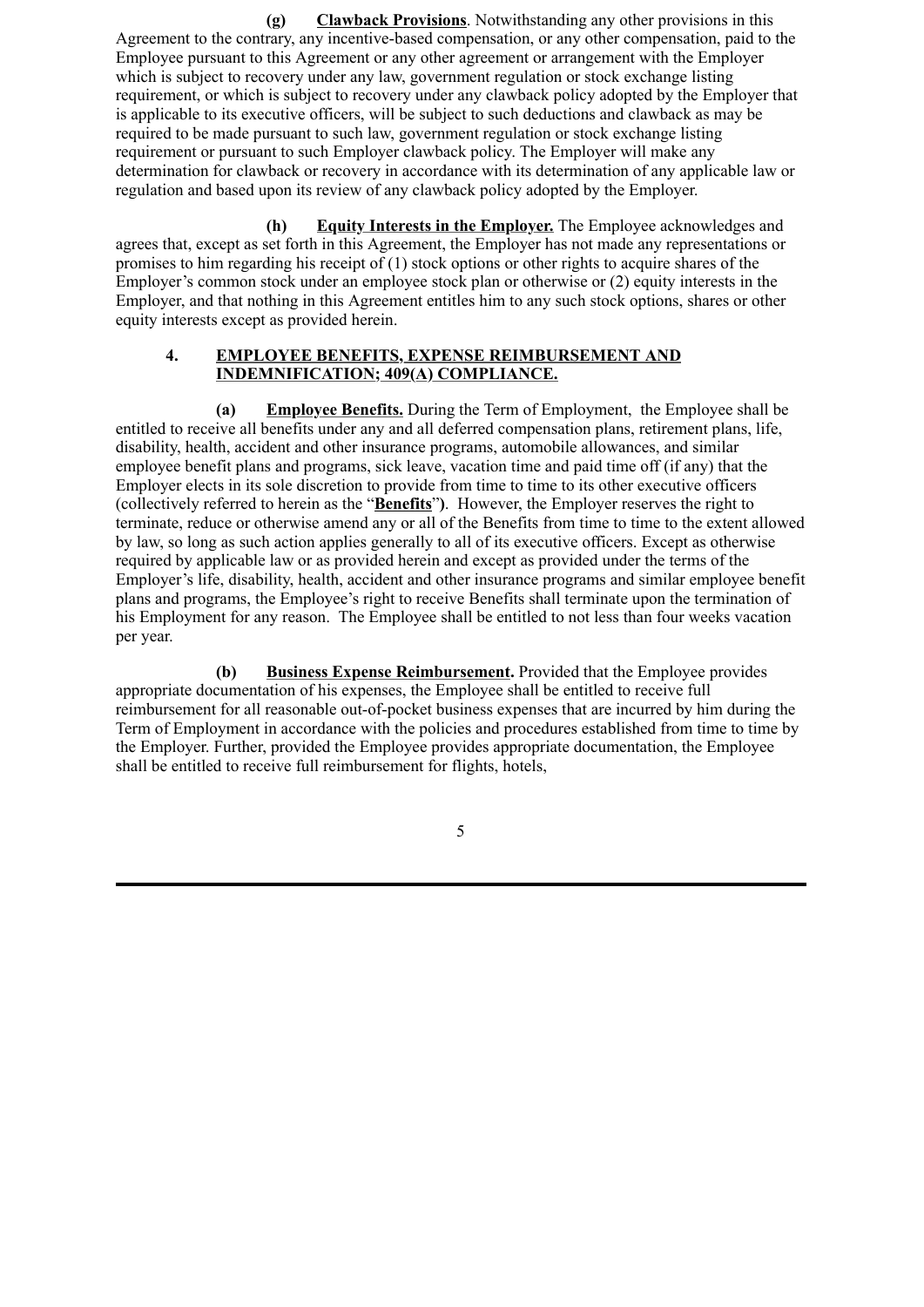**(g) Clawback Provisions**. Notwithstanding any other provisions in this Agreement to the contrary, any incentive-based compensation, or any other compensation, paid to the Employee pursuant to this Agreement or any other agreement or arrangement with the Employer which is subject to recovery under any law, government regulation or stock exchange listing requirement, or which is subject to recovery under any clawback policy adopted by the Employer that is applicable to its executive officers, will be subject to such deductions and clawback as may be required to be made pursuant to such law, government regulation or stock exchange listing requirement or pursuant to such Employer clawback policy. The Employer will make any determination for clawback or recovery in accordance with its determination of any applicable law or regulation and based upon its review of any clawback policy adopted by the Employer.

**(h) Equity Interests in the Employer.** The Employee acknowledges and agrees that, except as set forth in this Agreement, the Employer has not made any representations or promises to him regarding his receipt of (1) stock options or other rights to acquire shares of the Employer's common stock under an employee stock plan or otherwise or (2) equity interests in the Employer, and that nothing in this Agreement entitles him to any such stock options, shares or other equity interests except as provided herein.

**4. EMPLOYEE BENEFITS, EXPENSE REIMBURSEMENT AND INDEMNIFICATION; 409(A) COMPLIANCE.**

**(a) Employee Benefits.** During the Term of Employment, the Employee shall be entitled to receive all benefits under any and all deferred compensation plans, retirement plans, life, disability, health, accident and other insurance programs, automobile allowances, and similar employee benefit plans and programs, sick leave, vacation time and paid time off (if any) that the Employer elects in its sole discretion to provide from time to time to its other executive officers (collectively referred to herein as the "**Benefits**"). However, the Employer reserves the right to terminate, reduce or otherwise amend any or all of the Benefits from time to time to the extent allowed by law, so long as such action applies generally to all of its executive officers. Except as otherwise required by applicable law or as provided herein and except as provided under the terms of the Employer's life, disability, health, accident and other insurance programs and similar employee benefit plans and programs, the Employee's right to receive Benefits shall terminate upon the termination of his Employment for any reason. The Employee shall be entitled to not less than four weeks vacation per year.

**(b) Business Expense Reimbursement.** Provided that the Employee provides appropriate documentation of his expenses, the Employee shall be entitled to receive full reimbursement for all reasonable out-of-pocket business expenses that are incurred by him during the Term of Employment in accordance with the policies and procedures established from time to time by the Employer. Further, provided the Employee provides appropriate documentation, the Employee shall be entitled to receive full reimbursement for flights, hotels,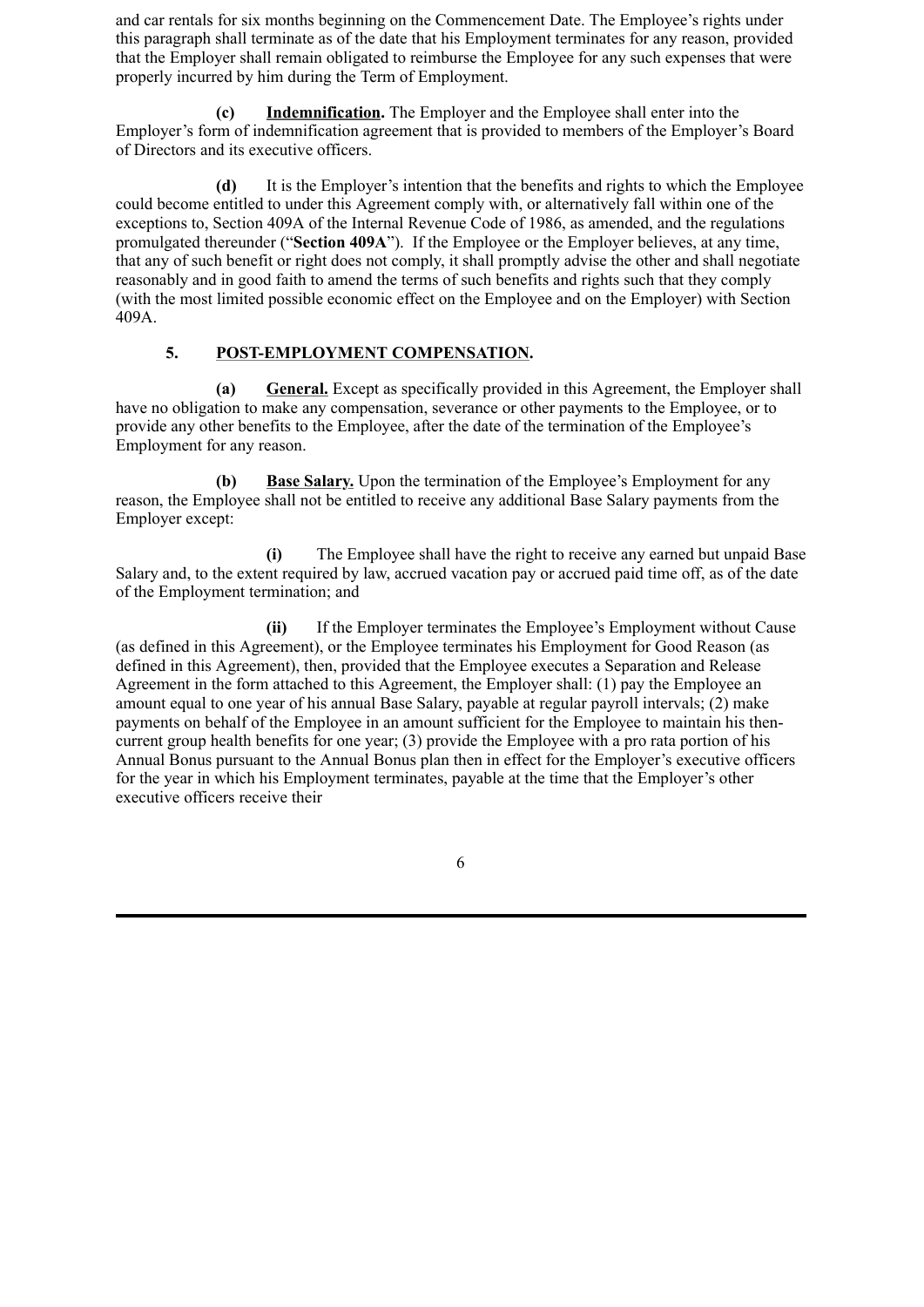and car rentals for six months beginning on the Commencement Date. The Employee's rights under this paragraph shall terminate as of the date that his Employment terminates for any reason, provided that the Employer shall remain obligated to reimburse the Employee for any such expenses that were properly incurred by him during the Term of Employment.

**(c)** **Indemnification.** The Employer and the Employee shall enter into the Employer's form of indemnification agreement that is provided to members of the Employer's Board of Directors and its executive officers.

**(d)** It is the Employer's intention that the benefits and rights to which the Employee could become entitled to under this Agreement comply with, or alternatively fall within one of the exceptions to, Section 409A of the Internal Revenue Code of 1986, as amended, and the regulations promulgated thereunder ("**Section 409A**"). If the Employee or the Employer believes, at any time, that any of such benefit or right does not comply, it shall promptly advise the other and shall negotiate reasonably and in good faith to amend the terms of such benefits and rights such that they comply (with the most limited possible economic effect on the Employee and on the Employer) with Section 409A.

## 5. POST-EMPLOYMENT COMPENSATION.

**(a)** **General.** Except as specifically provided in this Agreement, the Employer shall have no obligation to make any compensation, severance or other payments to the Employee, or to provide any other benefits to the Employee, after the date of the termination of the Employee's Employment for any reason.

**(b)** **Base Salary.** Upon the termination of the Employee's Employment for any reason, the Employee shall not be entitled to receive any additional Base Salary payments from the Employer except:

**(i)** The Employee shall have the right to receive any earned but unpaid Base Salary and, to the extent required by law, accrued vacation pay or accrued paid time off, as of the date of the Employment termination; and

**(ii)** If the Employer terminates the Employee's Employment without Cause (as defined in this Agreement), or the Employee terminates his Employment for Good Reason (as defined in this Agreement), then, provided that the Employee executes a Separation and Release Agreement in the form attached to this Agreement, the Employer shall: (1) pay the Employee an amount equal to one year of his annual Base Salary, payable at regular payroll intervals; (2) make payments on behalf of the Employee in an amount sufficient for the Employee to maintain his then-current group health benefits for one year; (3) provide the Employee with a pro rata portion of his Annual Bonus pursuant to the Annual Bonus plan then in effect for the Employer's executive officers for the year in which his Employment terminates, payable at the time that the Employer's other executive officers receive their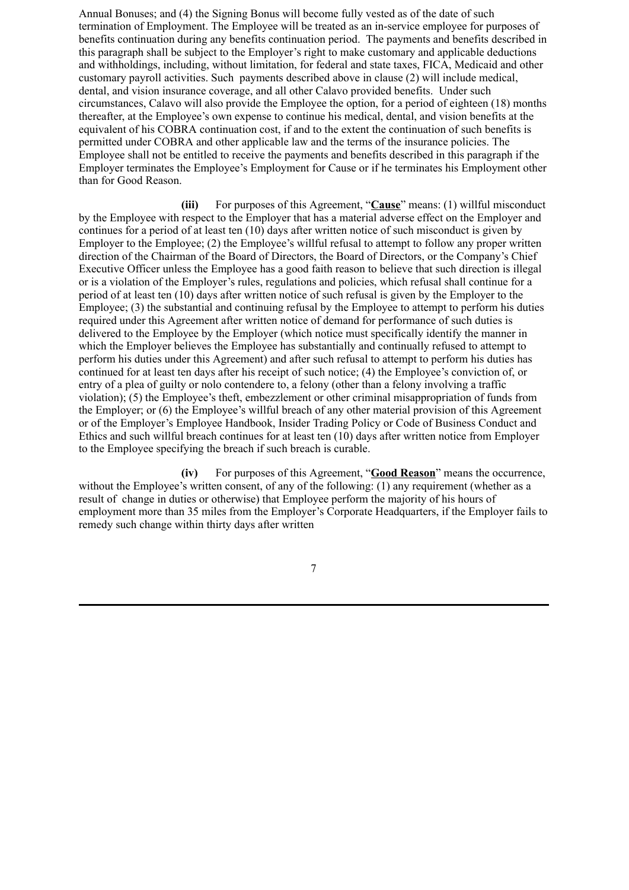Annual Bonuses; and (4) the Signing Bonus will become fully vested as of the date of such termination of Employment. The Employee will be treated as an in-service employee for purposes of benefits continuation during any benefits continuation period. The payments and benefits described in this paragraph shall be subject to the Employer's right to make customary and applicable deductions and withholdings, including, without limitation, for federal and state taxes, FICA, Medicaid and other customary payroll activities. Such payments described above in clause (2) will include medical, dental, and vision insurance coverage, and all other Calavo provided benefits. Under such circumstances, Calavo will also provide the Employee the option, for a period of eighteen (18) months thereafter, at the Employee's own expense to continue his medical, dental, and vision benefits at the equivalent of his COBRA continuation cost, if and to the extent the continuation of such benefits is permitted under COBRA and other applicable law and the terms of the insurance policies. The Employee shall not be entitled to receive the payments and benefits described in this paragraph if the Employer terminates the Employee's Employment for Cause or if he terminates his Employment other than for Good Reason.

**(iii)** For purposes of this Agreement, "**Cause**" means: (1) willful misconduct by the Employee with respect to the Employer that has a material adverse effect on the Employer and continues for a period of at least ten (10) days after written notice of such misconduct is given by Employer to the Employee; (2) the Employee's willful refusal to attempt to follow any proper written direction of the Chairman of the Board of Directors, the Board of Directors, or the Company's Chief Executive Officer unless the Employee has a good faith reason to believe that such direction is illegal or is a violation of the Employer's rules, regulations and policies, which refusal shall continue for a period of at least ten (10) days after written notice of such refusal is given by the Employer to the Employee; (3) the substantial and continuing refusal by the Employee to attempt to perform his duties required under this Agreement after written notice of demand for performance of such duties is delivered to the Employee by the Employer (which notice must specifically identify the manner in which the Employer believes the Employee has substantially and continually refused to attempt to perform his duties under this Agreement) and after such refusal to attempt to perform his duties has continued for at least ten days after his receipt of such notice; (4) the Employee's conviction of, or entry of a plea of guilty or nolo contendere to, a felony (other than a felony involving a traffic violation); (5) the Employee's theft, embezzlement or other criminal misappropriation of funds from the Employer; or (6) the Employee's willful breach of any other material provision of this Agreement or of the Employer's Employee Handbook, Insider Trading Policy or Code of Business Conduct and Ethics and such willful breach continues for at least ten (10) days after written notice from Employer to the Employee specifying the breach if such breach is curable.

**(iv)** For purposes of this Agreement, "**Good Reason**" means the occurrence, without the Employee's written consent, of any of the following: (1) any requirement (whether as a result of change in duties or otherwise) that Employee perform the majority of his hours of employment more than 35 miles from the Employer's Corporate Headquarters, if the Employer fails to remedy such change within thirty days after written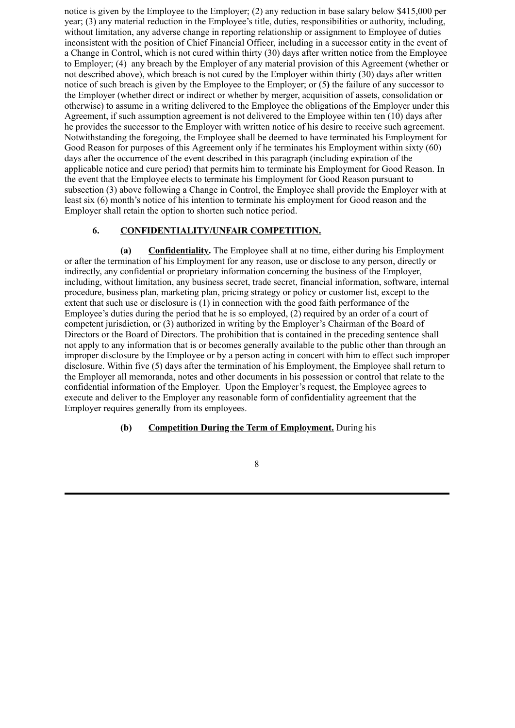notice is given by the Employee to the Employer; (2) any reduction in base salary below $415,000 per year; (3) any material reduction in the Employee's title, duties, responsibilities or authority, including, without limitation, any adverse change in reporting relationship or assignment to Employee of duties inconsistent with the position of Chief Financial Officer, including in a successor entity in the event of a Change in Control, which is not cured within thirty (30) days after written notice from the Employee to Employer; (4) any breach by the Employer of any material provision of this Agreement (whether or not described above), which breach is not cured by the Employer within thirty (30) days after written notice of such breach is given by the Employee to the Employer; or (5**)** the failure of any successor to the Employer (whether direct or indirect or whether by merger, acquisition of assets, consolidation or otherwise) to assume in a writing delivered to the Employee the obligations of the Employer under this Agreement, if such assumption agreement is not delivered to the Employee within ten (10) days after he provides the successor to the Employer with written notice of his desire to receive such agreement. Notwithstanding the foregoing, the Employee shall be deemed to have terminated his Employment for Good Reason for purposes of this Agreement only if he terminates his Employment within sixty (60) days after the occurrence of the event described in this paragraph (including expiration of the applicable notice and cure period) that permits him to terminate his Employment for Good Reason. In the event that the Employee elects to terminate his Employment for Good Reason pursuant to subsection (3) above following a Change in Control, the Employee shall provide the Employer with at least six (6) month's notice of his intention to terminate his employment for Good reason and the Employer shall retain the option to shorten such notice period.

**6. <u>CONFIDENTIALITY/UNFAIR COMPETITION.</u>**

**(a) <u>Confidentiality</u>.** The Employee shall at no time, either during his Employment or after the termination of his Employment for any reason, use or disclose to any person, directly or indirectly, any confidential or proprietary information concerning the business of the Employer, including, without limitation, any business secret, trade secret, financial information, software, internal procedure, business plan, marketing plan, pricing strategy or policy or customer list, except to the extent that such use or disclosure is (1) in connection with the good faith performance of the Employee's duties during the period that he is so employed, (2) required by an order of a court of competent jurisdiction, or (3) authorized in writing by the Employer's Chairman of the Board of Directors or the Board of Directors. The prohibition that is contained in the preceding sentence shall not apply to any information that is or becomes generally available to the public other than through an improper disclosure by the Employee or by a person acting in concert with him to effect such improper disclosure. Within five (5) days after the termination of his Employment, the Employee shall return to the Employer all memoranda, notes and other documents in his possession or control that relate to the confidential information of the Employer. Upon the Employer's request, the Employee agrees to execute and deliver to the Employer any reasonable form of confidentiality agreement that the Employer requires generally from its employees.

**(b) <u>Competition During the Term of Employment.</u>** During his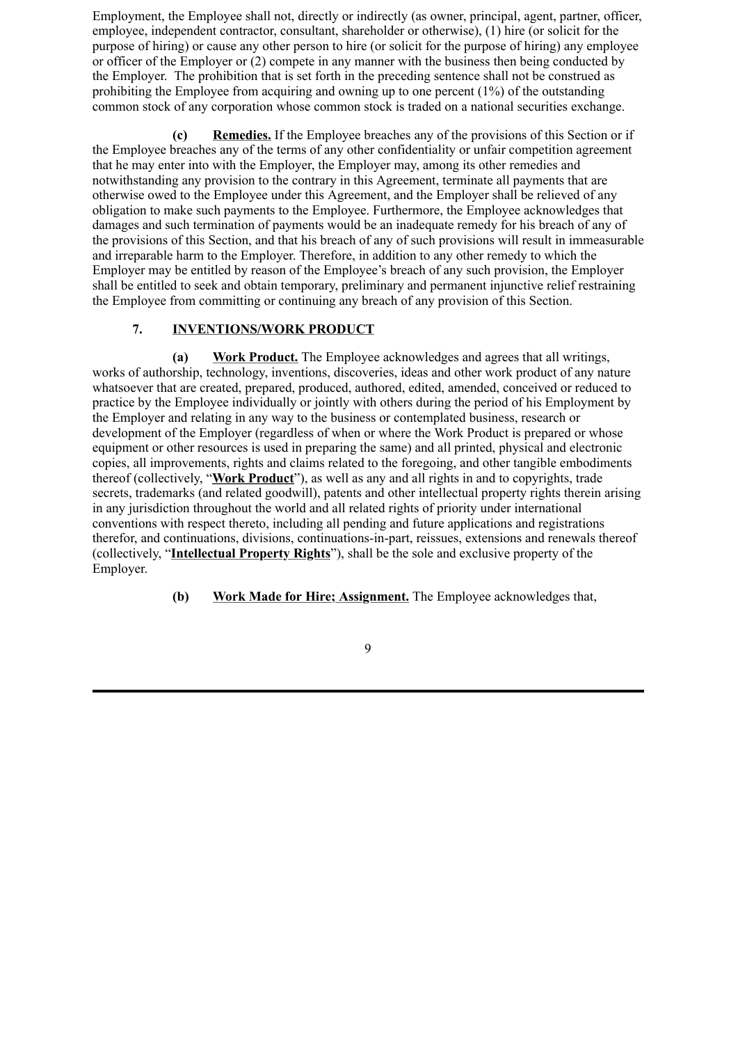Employment, the Employee shall not, directly or indirectly (as owner, principal, agent, partner, officer, employee, independent contractor, consultant, shareholder or otherwise), (1) hire (or solicit for the purpose of hiring) or cause any other person to hire (or solicit for the purpose of hiring) any employee or officer of the Employer or (2) compete in any manner with the business then being conducted by the Employer. The prohibition that is set forth in the preceding sentence shall not be construed as prohibiting the Employee from acquiring and owning up to one percent (1%) of the outstanding common stock of any corporation whose common stock is traded on a national securities exchange.

**(c)** **Remedies.** If the Employee breaches any of the provisions of this Section or if the Employee breaches any of the terms of any other confidentiality or unfair competition agreement that he may enter into with the Employer, the Employer may, among its other remedies and notwithstanding any provision to the contrary in this Agreement, terminate all payments that are otherwise owed to the Employee under this Agreement, and the Employer shall be relieved of any obligation to make such payments to the Employee. Furthermore, the Employee acknowledges that damages and such termination of payments would be an inadequate remedy for his breach of any of the provisions of this Section, and that his breach of any of such provisions will result in immeasurable and irreparable harm to the Employer. Therefore, in addition to any other remedy to which the Employer may be entitled by reason of the Employee's breach of any such provision, the Employer shall be entitled to seek and obtain temporary, preliminary and permanent injunctive relief restraining the Employee from committing or continuing any breach of any provision of this Section.

## 7. INVENTIONS/WORK PRODUCT

**(a)** **Work Product.** The Employee acknowledges and agrees that all writings, works of authorship, technology, inventions, discoveries, ideas and other work product of any nature whatsoever that are created, prepared, produced, authored, edited, amended, conceived or reduced to practice by the Employee individually or jointly with others during the period of his Employment by the Employer and relating in any way to the business or contemplated business, research or development of the Employer (regardless of when or where the Work Product is prepared or whose equipment or other resources is used in preparing the same) and all printed, physical and electronic copies, all improvements, rights and claims related to the foregoing, and other tangible embodiments thereof (collectively, "**Work Product**"), as well as any and all rights in and to copyrights, trade secrets, trademarks (and related goodwill), patents and other intellectual property rights therein arising in any jurisdiction throughout the world and all related rights of priority under international conventions with respect thereto, including all pending and future applications and registrations therefor, and continuations, divisions, continuations-in-part, reissues, extensions and renewals thereof (collectively, "**Intellectual Property Rights**"), shall be the sole and exclusive property of the Employer.

**(b)** **Work Made for Hire; Assignment.** The Employee acknowledges that,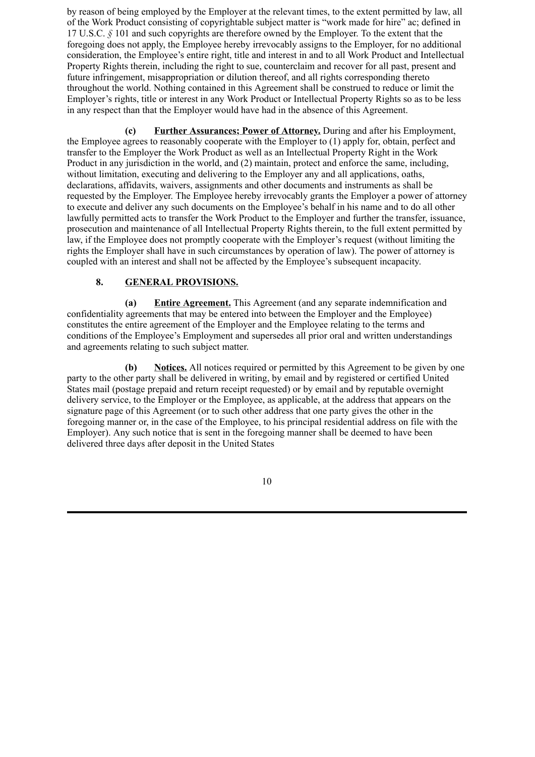by reason of being employed by the Employer at the relevant times, to the extent permitted by law, all of the Work Product consisting of copyrightable subject matter is "work made for hire" ac; defined in 17 U.S.C. § 101 and such copyrights are therefore owned by the Employer. To the extent that the foregoing does not apply, the Employee hereby irrevocably assigns to the Employer, for no additional consideration, the Employee's entire right, title and interest in and to all Work Product and Intellectual Property Rights therein, including the right to sue, counterclaim and recover for all past, present and future infringement, misappropriation or dilution thereof, and all rights corresponding thereto throughout the world. Nothing contained in this Agreement shall be construed to reduce or limit the Employer's rights, title or interest in any Work Product or Intellectual Property Rights so as to be less in any respect than that the Employer would have had in the absence of this Agreement.

**(c)** **Further Assurances; Power of Attorney.** During and after his Employment, the Employee agrees to reasonably cooperate with the Employer to (1) apply for, obtain, perfect and transfer to the Employer the Work Product as well as an Intellectual Property Right in the Work Product in any jurisdiction in the world, and (2) maintain, protect and enforce the same, including, without limitation, executing and delivering to the Employer any and all applications, oaths, declarations, affidavits, waivers, assignments and other documents and instruments as shall be requested by the Employer. The Employee hereby irrevocably grants the Employer a power of attorney to execute and deliver any such documents on the Employee's behalf in his name and to do all other lawfully permitted acts to transfer the Work Product to the Employer and further the transfer, issuance, prosecution and maintenance of all Intellectual Property Rights therein, to the full extent permitted by law, if the Employee does not promptly cooperate with the Employer's request (without limiting the rights the Employer shall have in such circumstances by operation of law). The power of attorney is coupled with an interest and shall not be affected by the Employee's subsequent incapacity.

## 8. GENERAL PROVISIONS.

**(a)** **Entire Agreement.** This Agreement (and any separate indemnification and confidentiality agreements that may be entered into between the Employer and the Employee) constitutes the entire agreement of the Employer and the Employee relating to the terms and conditions of the Employee's Employment and supersedes all prior oral and written understandings and agreements relating to such subject matter.

**(b)** **Notices.** All notices required or permitted by this Agreement to be given by one party to the other party shall be delivered in writing, by email and by registered or certified United States mail (postage prepaid and return receipt requested) or by email and by reputable overnight delivery service, to the Employer or the Employee, as applicable, at the address that appears on the signature page of this Agreement (or to such other address that one party gives the other in the foregoing manner or, in the case of the Employee, to his principal residential address on file with the Employer). Any such notice that is sent in the foregoing manner shall be deemed to have been delivered three days after deposit in the United States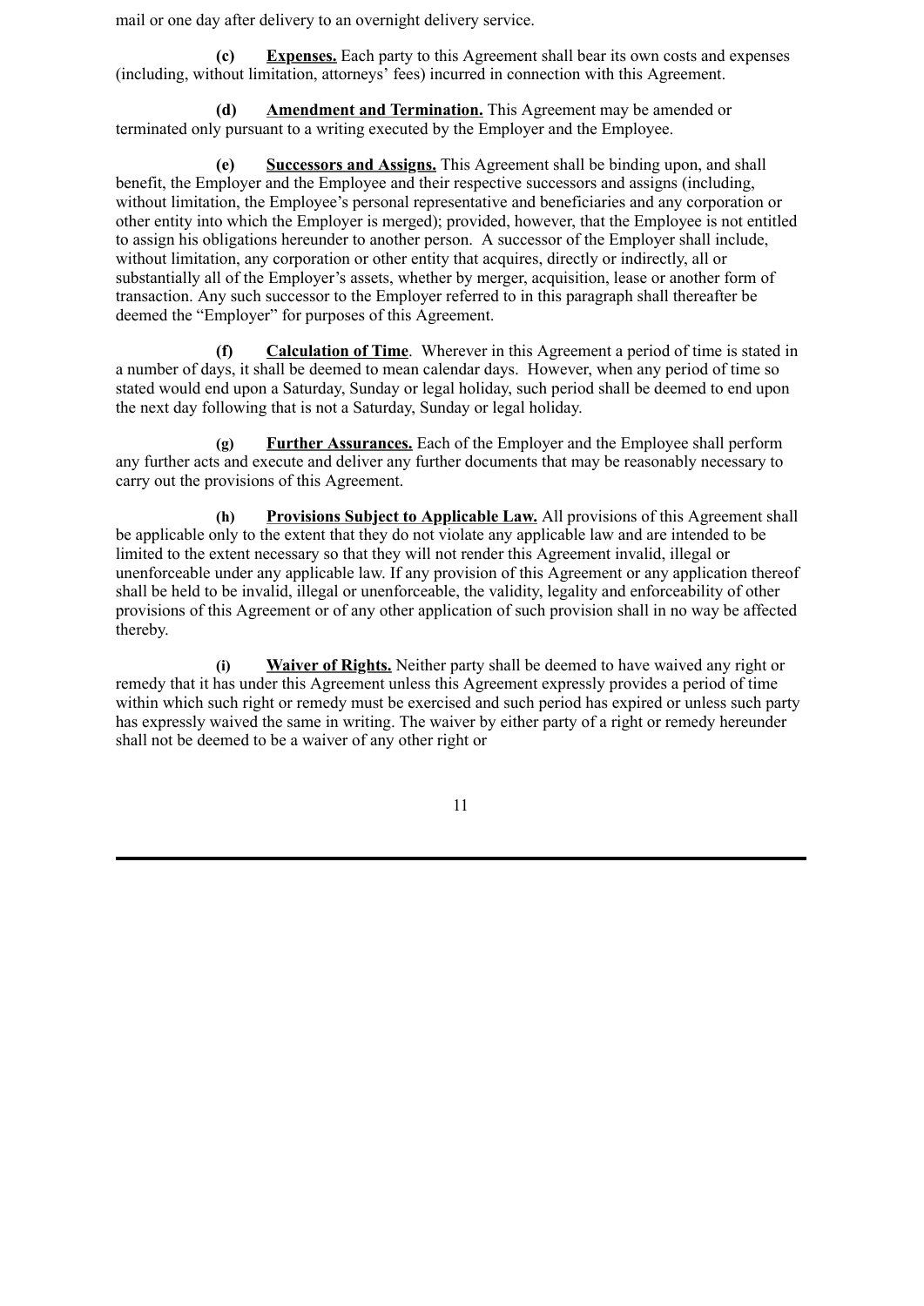mail or one day after delivery to an overnight delivery service.

**(c)** **Expenses.** Each party to this Agreement shall bear its own costs and expenses (including, without limitation, attorneys' fees) incurred in connection with this Agreement.

**(d)** **Amendment and Termination.** This Agreement may be amended or terminated only pursuant to a writing executed by the Employer and the Employee.

**(e)** **Successors and Assigns.** This Agreement shall be binding upon, and shall benefit, the Employer and the Employee and their respective successors and assigns (including, without limitation, the Employee's personal representative and beneficiaries and any corporation or other entity into which the Employer is merged); provided, however, that the Employee is not entitled to assign his obligations hereunder to another person. A successor of the Employer shall include, without limitation, any corporation or other entity that acquires, directly or indirectly, all or substantially all of the Employer's assets, whether by merger, acquisition, lease or another form of transaction. Any such successor to the Employer referred to in this paragraph shall thereafter be deemed the "Employer" for purposes of this Agreement.

**(f)** **Calculation of Time**. Wherever in this Agreement a period of time is stated in a number of days, it shall be deemed to mean calendar days. However, when any period of time so stated would end upon a Saturday, Sunday or legal holiday, such period shall be deemed to end upon the next day following that is not a Saturday, Sunday or legal holiday.

**(g)** **Further Assurances.** Each of the Employer and the Employee shall perform any further acts and execute and deliver any further documents that may be reasonably necessary to carry out the provisions of this Agreement.

**(h)** **Provisions Subject to Applicable Law.** All provisions of this Agreement shall be applicable only to the extent that they do not violate any applicable law and are intended to be limited to the extent necessary so that they will not render this Agreement invalid, illegal or unenforceable under any applicable law. If any provision of this Agreement or any application thereof shall be held to be invalid, illegal or unenforceable, the validity, legality and enforceability of other provisions of this Agreement or of any other application of such provision shall in no way be affected thereby.

**(i)** **Waiver of Rights.** Neither party shall be deemed to have waived any right or remedy that it has under this Agreement unless this Agreement expressly provides a period of time within which such right or remedy must be exercised and such period has expired or unless such party has expressly waived the same in writing. The waiver by either party of a right or remedy hereunder shall not be deemed to be a waiver of any other right or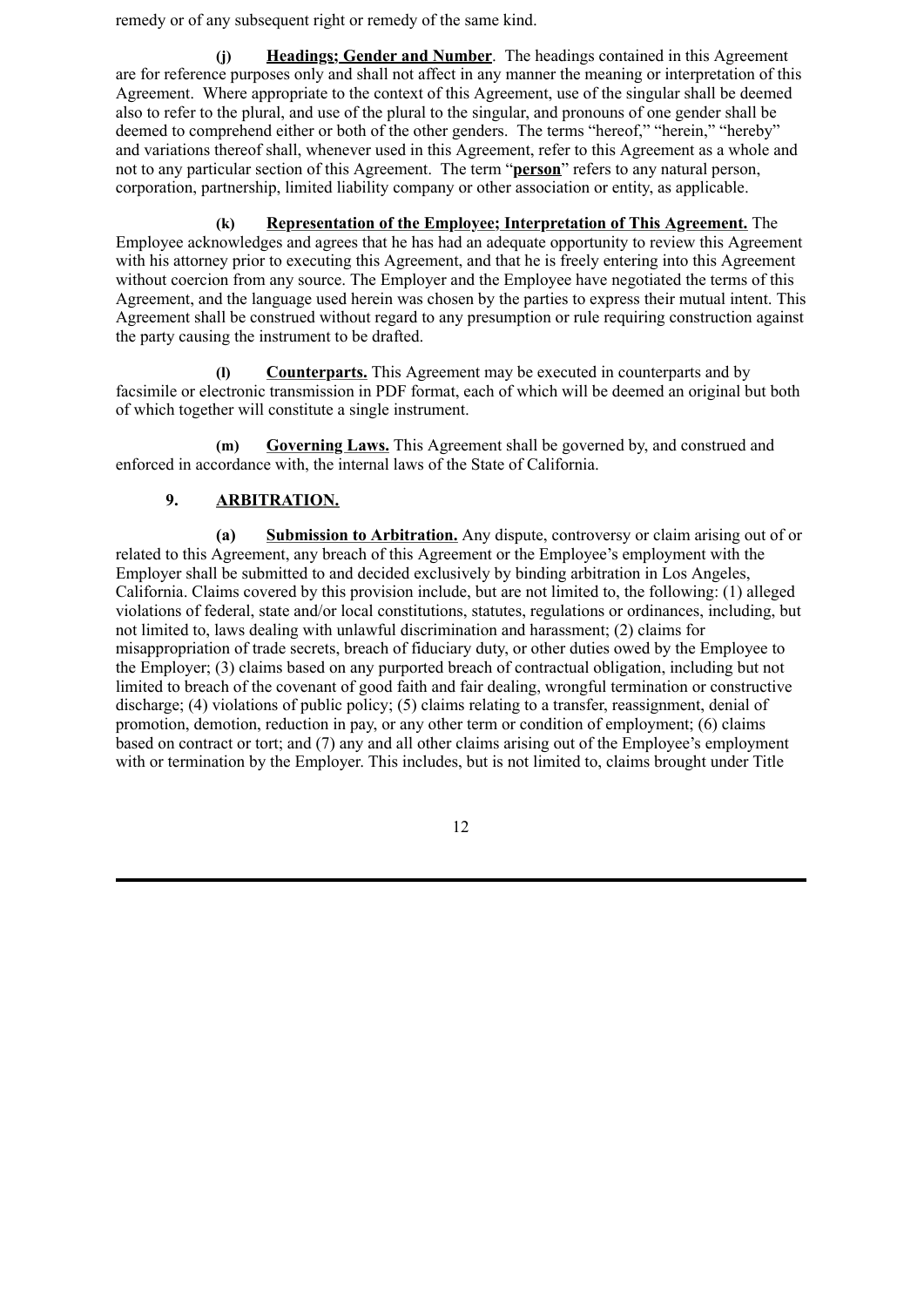remedy or of any subsequent right or remedy of the same kind.

**(j) Headings; Gender and Number**. The headings contained in this Agreement are for reference purposes only and shall not affect in any manner the meaning or interpretation of this Agreement. Where appropriate to the context of this Agreement, use of the singular shall be deemed also to refer to the plural, and use of the plural to the singular, and pronouns of one gender shall be deemed to comprehend either or both of the other genders. The terms "hereof," "herein," "hereby" and variations thereof shall, whenever used in this Agreement, refer to this Agreement as a whole and not to any particular section of this Agreement. The term "**person**" refers to any natural person, corporation, partnership, limited liability company or other association or entity, as applicable.

**(k) Representation of the Employee; Interpretation of This Agreement.** The Employee acknowledges and agrees that he has had an adequate opportunity to review this Agreement with his attorney prior to executing this Agreement, and that he is freely entering into this Agreement without coercion from any source. The Employer and the Employee have negotiated the terms of this Agreement, and the language used herein was chosen by the parties to express their mutual intent. This Agreement shall be construed without regard to any presumption or rule requiring construction against the party causing the instrument to be drafted.

**(l) Counterparts.** This Agreement may be executed in counterparts and by facsimile or electronic transmission in PDF format, each of which will be deemed an original but both of which together will constitute a single instrument.

**(m) Governing Laws.** This Agreement shall be governed by, and construed and enforced in accordance with, the internal laws of the State of California.

## 9. ARBITRATION.

**(a) Submission to Arbitration.** Any dispute, controversy or claim arising out of or related to this Agreement, any breach of this Agreement or the Employee's employment with the Employer shall be submitted to and decided exclusively by binding arbitration in Los Angeles, California. Claims covered by this provision include, but are not limited to, the following: (1) alleged violations of federal, state and/or local constitutions, statutes, regulations or ordinances, including, but not limited to, laws dealing with unlawful discrimination and harassment; (2) claims for misappropriation of trade secrets, breach of fiduciary duty, or other duties owed by the Employee to the Employer; (3) claims based on any purported breach of contractual obligation, including but not limited to breach of the covenant of good faith and fair dealing, wrongful termination or constructive discharge; (4) violations of public policy; (5) claims relating to a transfer, reassignment, denial of promotion, demotion, reduction in pay, or any other term or condition of employment; (6) claims based on contract or tort; and (7) any and all other claims arising out of the Employee's employment with or termination by the Employer. This includes, but is not limited to, claims brought under Title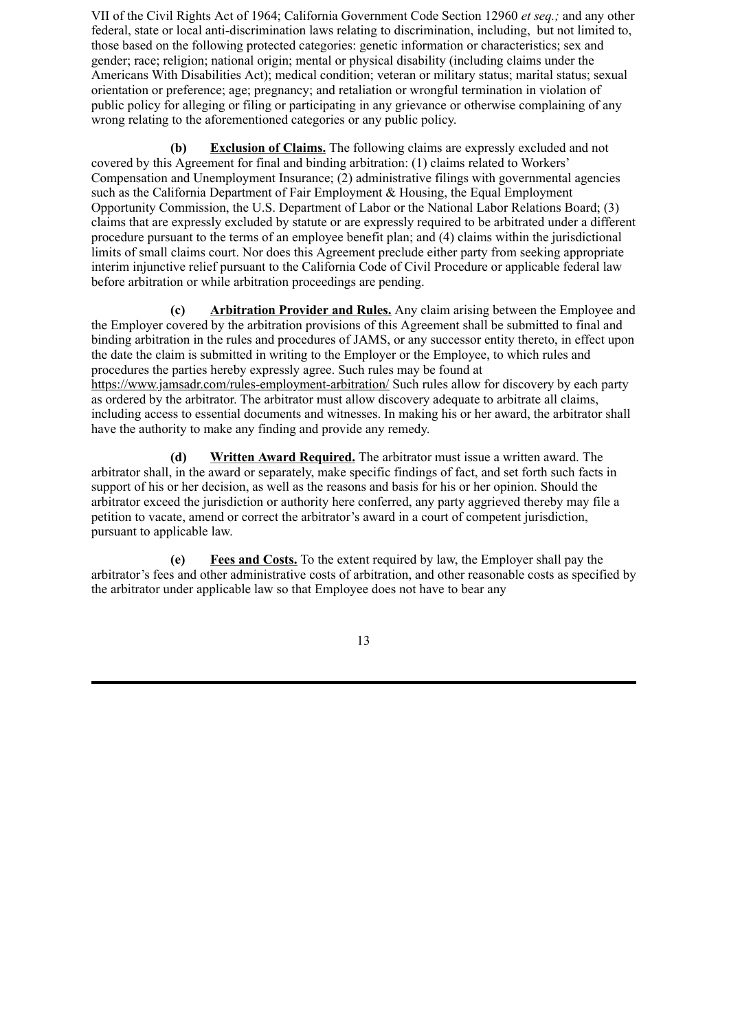VII of the Civil Rights Act of 1964; California Government Code Section 12960 *et seq.;* and any other federal, state or local anti-discrimination laws relating to discrimination, including, but not limited to, those based on the following protected categories: genetic information or characteristics; sex and gender; race; religion; national origin; mental or physical disability (including claims under the Americans With Disabilities Act); medical condition; veteran or military status; marital status; sexual orientation or preference; age; pregnancy; and retaliation or wrongful termination in violation of public policy for alleging or filing or participating in any grievance or otherwise complaining of any wrong relating to the aforementioned categories or any public policy.

**(b)** **<u>Exclusion of Claims.</u>** The following claims are expressly excluded and not covered by this Agreement for final and binding arbitration: (1) claims related to Workers' Compensation and Unemployment Insurance; (2) administrative filings with governmental agencies such as the California Department of Fair Employment & Housing, the Equal Employment Opportunity Commission, the U.S. Department of Labor or the National Labor Relations Board; (3) claims that are expressly excluded by statute or are expressly required to be arbitrated under a different procedure pursuant to the terms of an employee benefit plan; and (4) claims within the jurisdictional limits of small claims court. Nor does this Agreement preclude either party from seeking appropriate interim injunctive relief pursuant to the California Code of Civil Procedure or applicable federal law before arbitration or while arbitration proceedings are pending.

**(c)** **<u>Arbitration Provider and Rules.</u>** Any claim arising between the Employee and the Employer covered by the arbitration provisions of this Agreement shall be submitted to final and binding arbitration in the rules and procedures of JAMS, or any successor entity thereto, in effect upon the date the claim is submitted in writing to the Employer or the Employee, to which rules and procedures the parties hereby expressly agree. Such rules may be found at https://www.jamsadr.com/rules-employment-arbitration/ Such rules allow for discovery by each party as ordered by the arbitrator. The arbitrator must allow discovery adequate to arbitrate all claims, including access to essential documents and witnesses. In making his or her award, the arbitrator shall have the authority to make any finding and provide any remedy.

**(d)** **<u>Written Award Required.</u>** The arbitrator must issue a written award. The arbitrator shall, in the award or separately, make specific findings of fact, and set forth such facts in support of his or her decision, as well as the reasons and basis for his or her opinion. Should the arbitrator exceed the jurisdiction or authority here conferred, any party aggrieved thereby may file a petition to vacate, amend or correct the arbitrator's award in a court of competent jurisdiction, pursuant to applicable law.

**(e)** **<u>Fees and Costs.</u>** To the extent required by law, the Employer shall pay the arbitrator's fees and other administrative costs of arbitration, and other reasonable costs as specified by the arbitrator under applicable law so that Employee does not have to bear any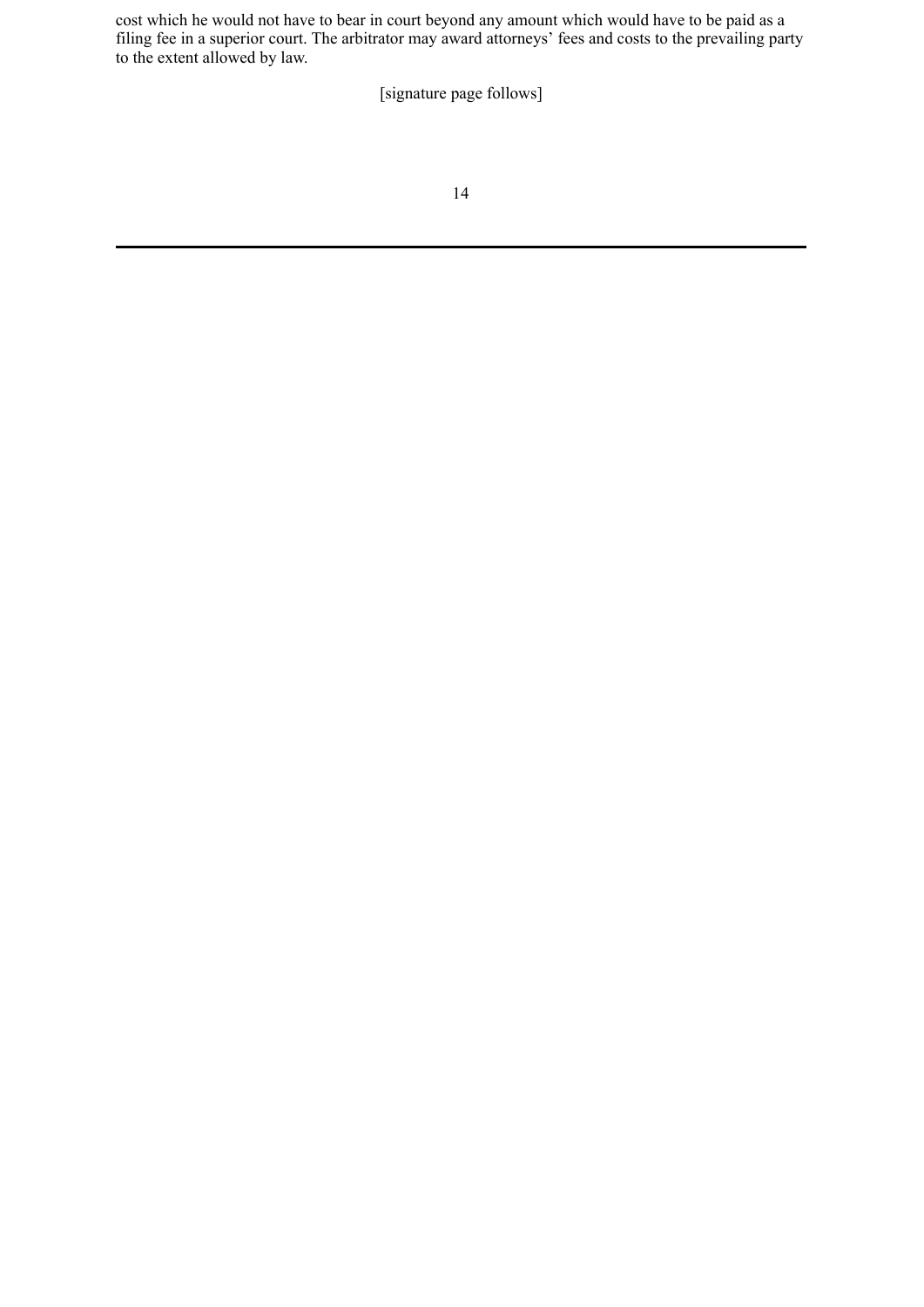cost which he would not have to bear in court beyond any amount which would have to be paid as a filing fee in a superior court. The arbitrator may award attorneys' fees and costs to the prevailing party to the extent allowed by law.

[signature page follows]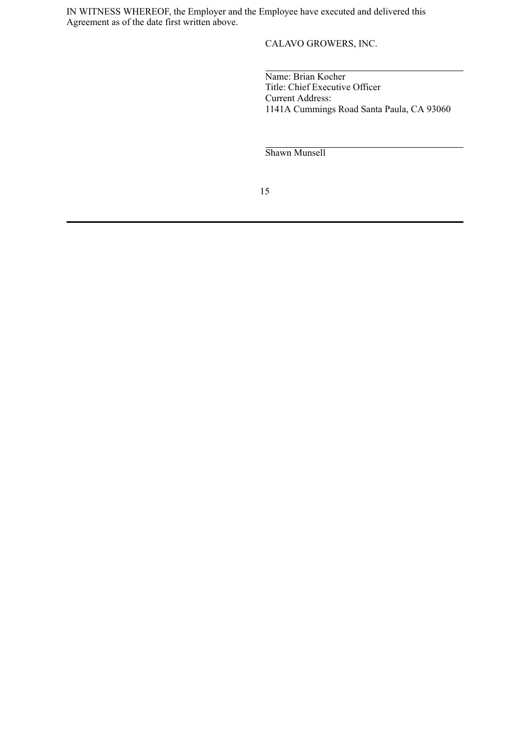IN WITNESS WHEREOF, the Employer and the Employee have executed and delivered this Agreement as of the date first written above.

CALAVO GROWERS, INC.

\_\_\_\_\_\_\_\_\_\_\_\_\_\_\_\_\_\_\_\_\_\_\_\_\_\_\_\_\_\_\_\_\_\_\_\_\_\_\_\_

Name: Brian Kocher
Title: Chief Executive Officer
Current Address:
1141A Cummings Road Santa Paula, CA 93060

\_\_\_\_\_\_\_\_\_\_\_\_\_\_\_\_\_\_\_\_\_\_\_\_\_\_\_\_\_\_\_\_\_\_\_\_\_\_\_\_

Shawn Munsell